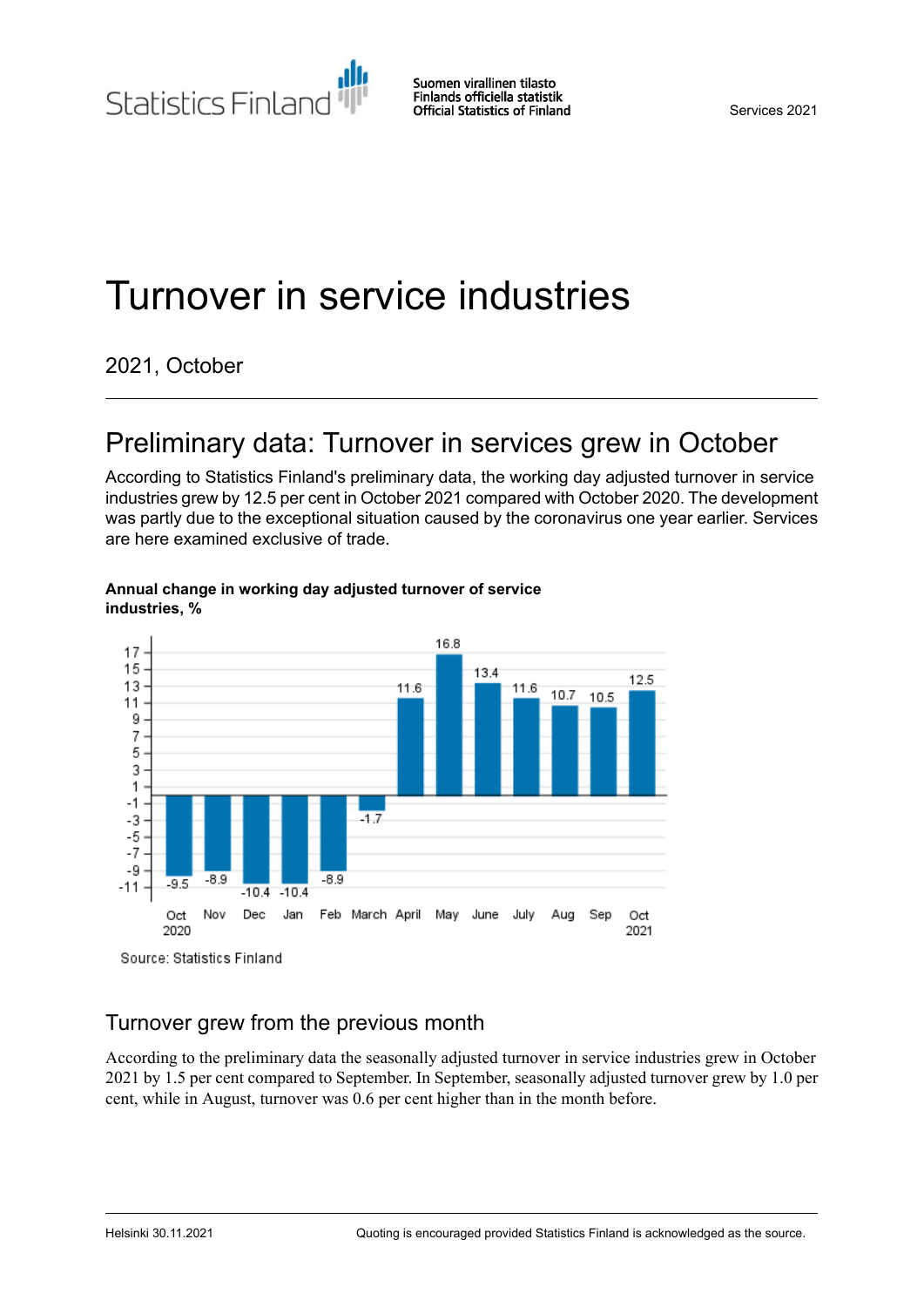Statistics Finland

Suomen virallinen tilasto
Finlands officiella statistik
Official Statistics of Finland

Services 2021

# Turnover in service industries

2021, October

## Preliminary data: Turnover in services grew in October

According to Statistics Finland's preliminary data, the working day adjusted turnover in service industries grew by 12.5 per cent in October 2021 compared with October 2020. The development was partly due to the exceptional situation caused by the coronavirus one year earlier. Services are here examined exclusive of trade.

**Annual change in working day adjusted turnover of service industries, %**

| Month | % |
|---|---|
| Oct 2020 | -9.5 |
| Nov | -8.9 |
| Dec | -10.4 |
| Jan | -10.4 |
| Feb | -8.9 |
| March | -1.7 |
| April | 11.6 |
| May | 16.8 |
| June | 13.4 |
| July | 11.6 |
| Aug | 10.7 |
| Sep | 10.5 |
| Oct 2021 | 12.5 |

Source: Statistics Finland

## Turnover grew from the previous month

According to the preliminary data the seasonally adjusted turnover in service industries grew in October 2021 by 1.5 per cent compared to September. In September, seasonally adjusted turnover grew by 1.0 per cent, while in August, turnover was 0.6 per cent higher than in the month before.

Helsinki 30.11.2021

Quoting is encouraged provided Statistics Finland is acknowledged as the source.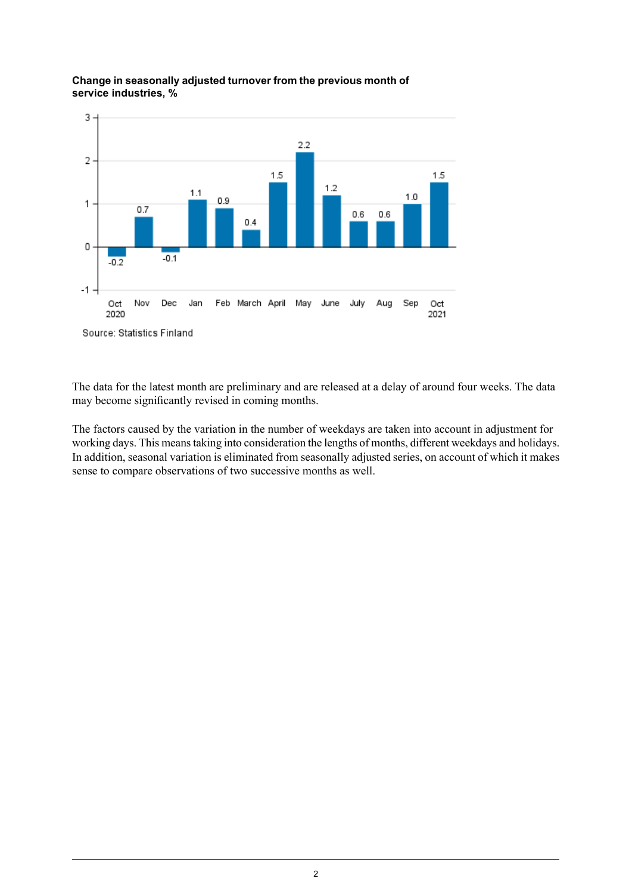**Change in seasonally adjusted turnover from the previous month of service industries, %**

| Month | Change, % |
|---|---|
| Oct 2020 | -0.2 |
| Nov | 0.7 |
| Dec | -0.1 |
| Jan | 1.1 |
| Feb | 0.9 |
| March | 0.4 |
| April | 1.5 |
| May | 2.2 |
| June | 1.2 |
| July | 0.6 |
| Aug | 0.6 |
| Sep | 1.0 |
| Oct 2021 | 1.5 |

Source: Statistics Finland

The data for the latest month are preliminary and are released at a delay of around four weeks. The data may become significantly revised in coming months.

The factors caused by the variation in the number of weekdays are taken into account in adjustment for working days. This means taking into consideration the lengths of months, different weekdays and holidays. In addition, seasonal variation is eliminated from seasonally adjusted series, on account of which it makes sense to compare observations of two successive months as well.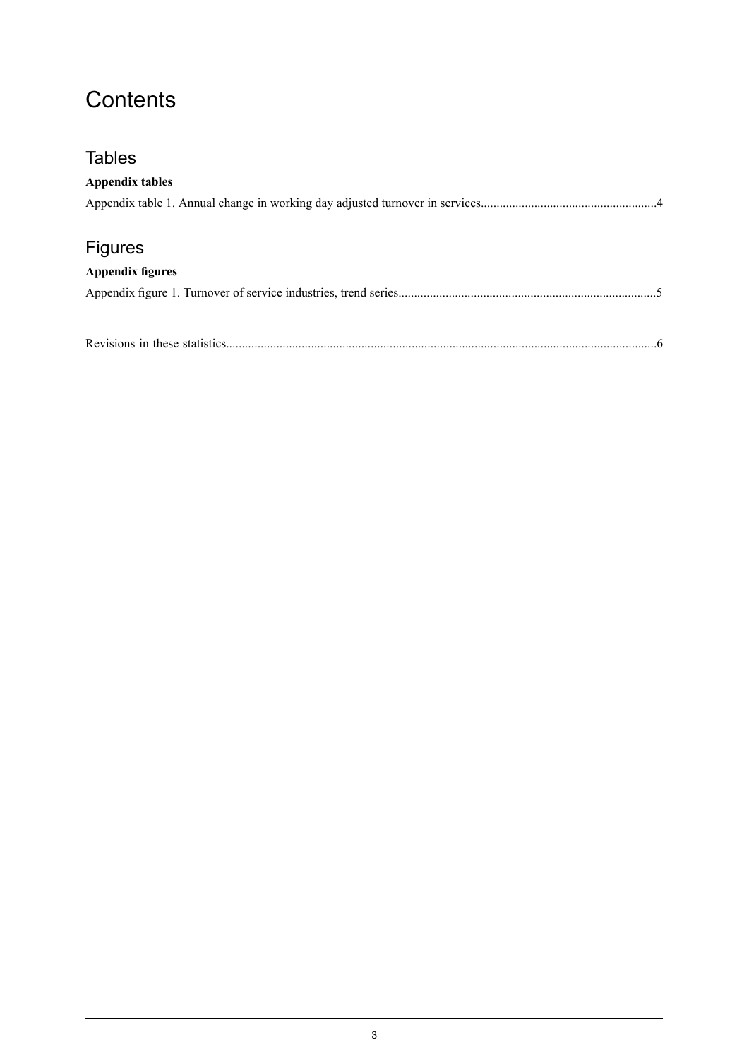# Contents

## Tables

**Appendix tables**

Appendix table 1. Annual change in working day adjusted turnover in services.......................................................4

## Figures

**Appendix figures**

Appendix figure 1. Turnover of service industries, trend series..................................................................................5

Revisions in these statistics........................................................................................................................................6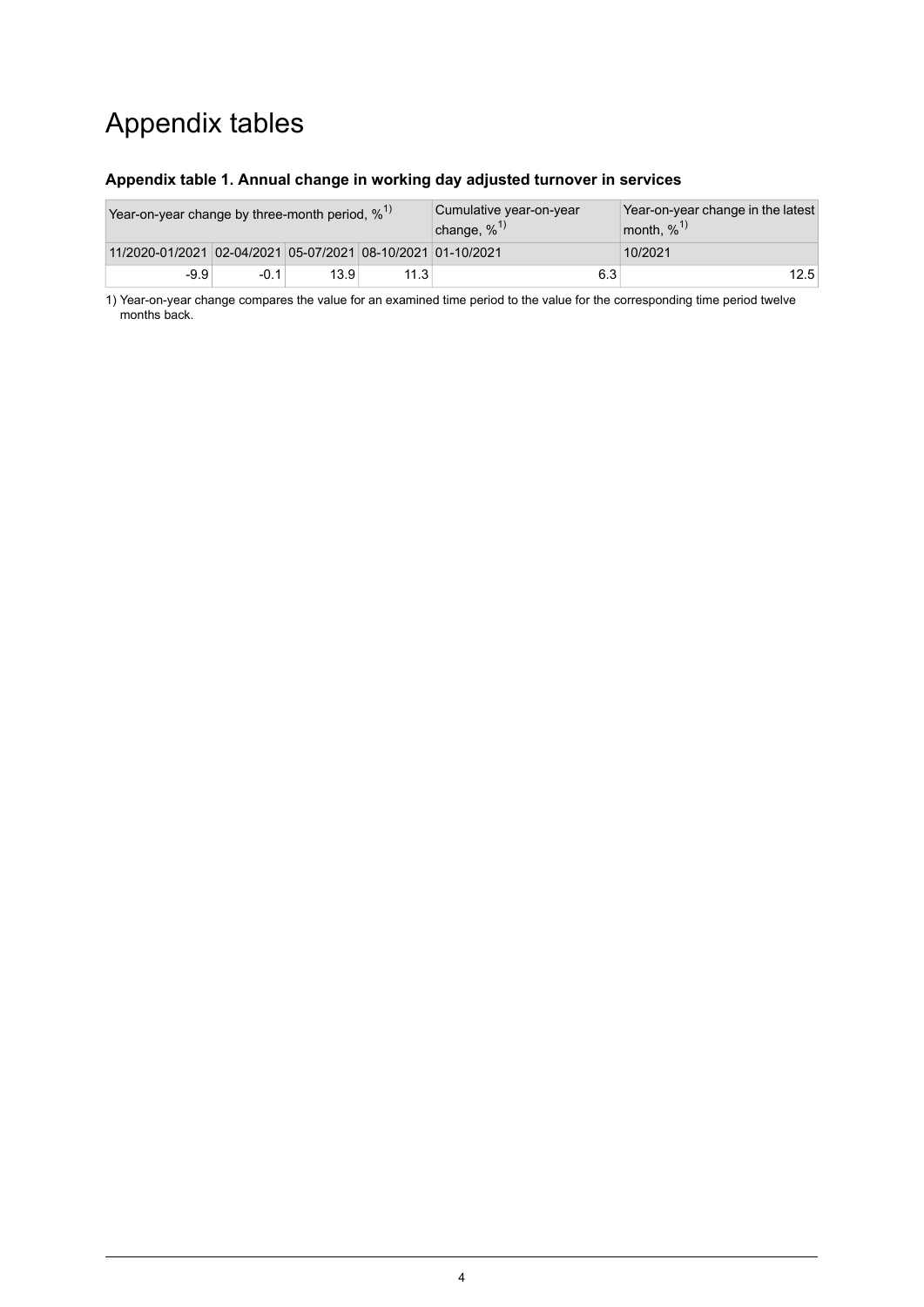# Appendix tables

### Appendix table 1. Annual change in working day adjusted turnover in services

| Year-on-year change by three-month period, %[1] | | | | Cumulative year-on-year change, %[1] | Year-on-year change in the latest month, %[1] |
|---|---|---|---|---|---|
| 11/2020-01/2021 | 02-04/2021 | 05-07/2021 | 08-10/2021 | 01-10/2021 | 10/2021 |
| -9.9 | -0.1 | 13.9 | 11.3 | 6.3 | 12.5 |

1) Year-on-year change compares the value for an examined time period to the value for the corresponding time period twelve months back.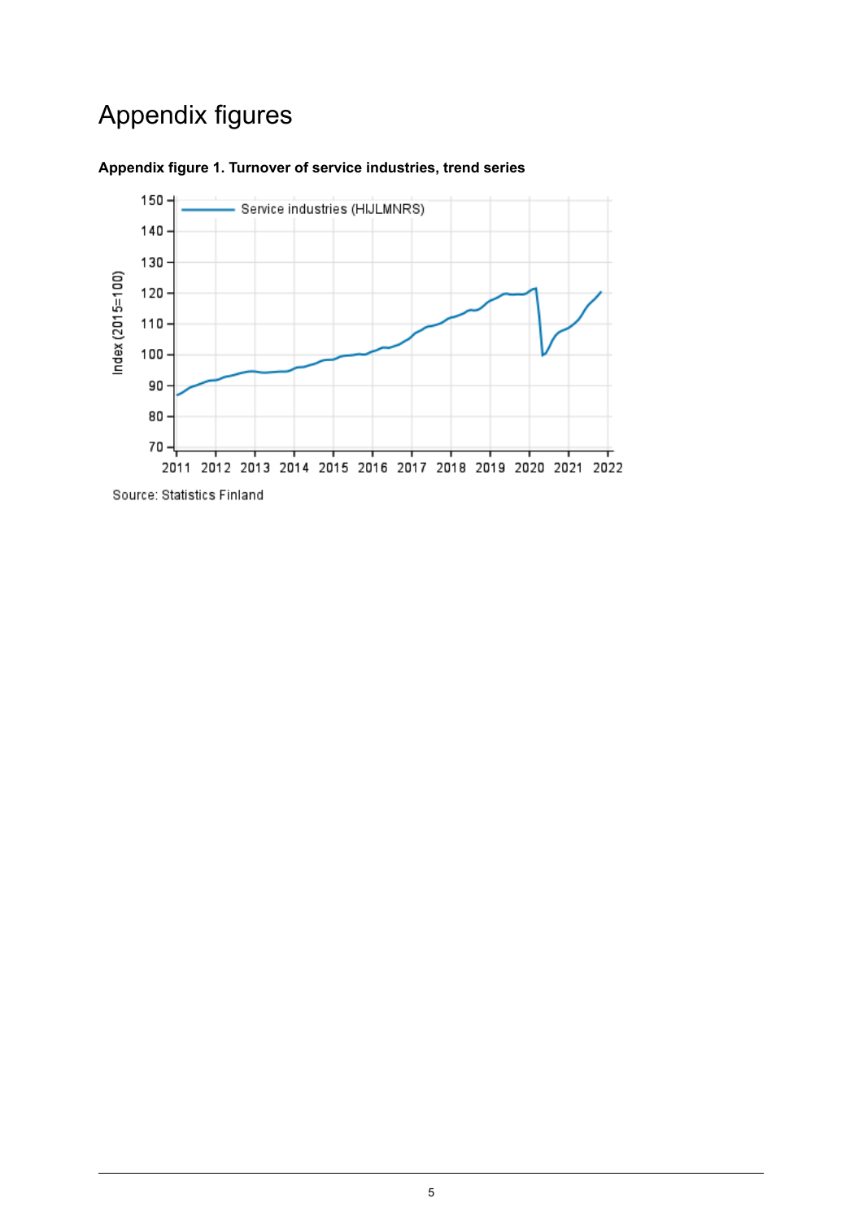# Appendix figures

**Appendix figure 1. Turnover of service industries, trend series**

Source: Statistics Finland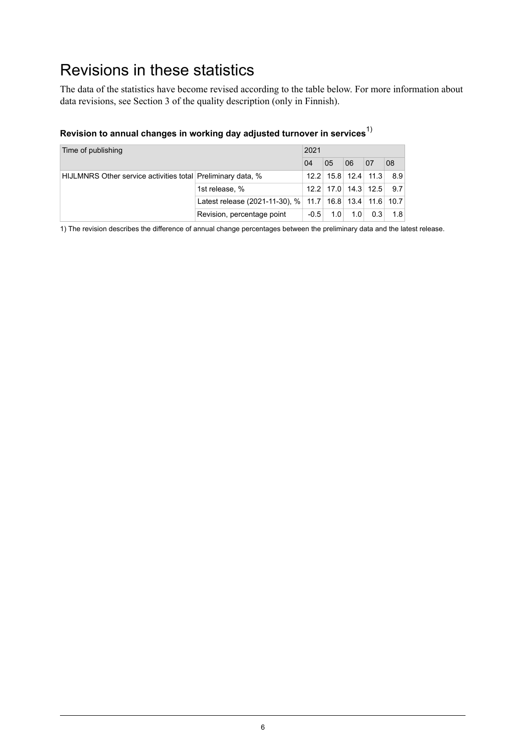# Revisions in these statistics

The data of the statistics have become revised according to the table below. For more information about data revisions, see Section 3 of the quality description (only in Finnish).

**Revision to annual changes in working day adjusted turnover in services**[1)]

| Time of publishing | | 2021 | | | | |
|---|---|---|---|---|---|---|
| | | 04 | 05 | 06 | 07 | 08 |
| HIJLMNRS Other service activities total | Preliminary data, % | 12.2 | 15.8 | 12.4 | 11.3 | 8.9 |
| | 1st release, % | 12.2 | 17.0 | 14.3 | 12.5 | 9.7 |
| | Latest release (2021-11-30), % | 11.7 | 16.8 | 13.4 | 11.6 | 10.7 |
| | Revision, percentage point | -0.5 | 1.0 | 1.0 | 0.3 | 1.8 |

1) The revision describes the difference of annual change percentages between the preliminary data and the latest release.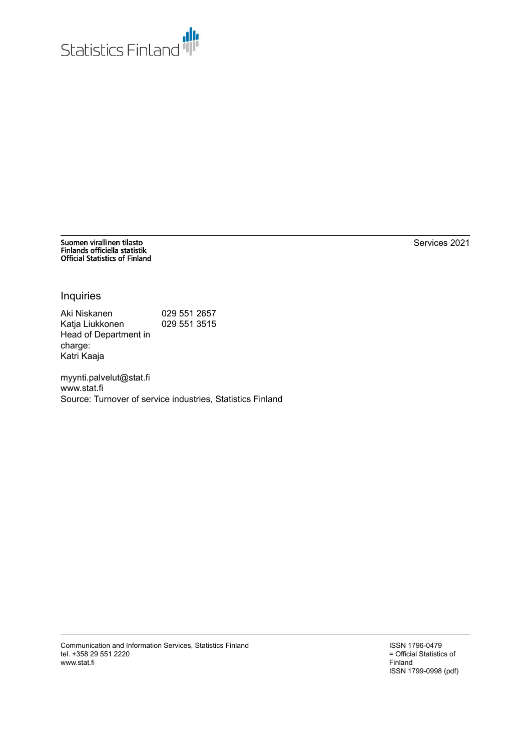Statistics Finland

Suomen virallinen tilasto
Finlands officiella statistik
Official Statistics of Finland

Services 2021

## Inquiries

| | |
|---|---|
| Aki Niskanen | 029 551 2657 |
| Katja Liukkonen | 029 551 3515 |
| Head of Department in charge: Katri Kaaja | |

myynti.palvelut@stat.fi
www.stat.fi
Source: Turnover of service industries, Statistics Finland

Communication and Information Services, Statistics Finland
tel. +358 29 551 2220
www.stat.fi

ISSN 1796-0479
= Official Statistics of Finland
ISSN 1799-0998 (pdf)